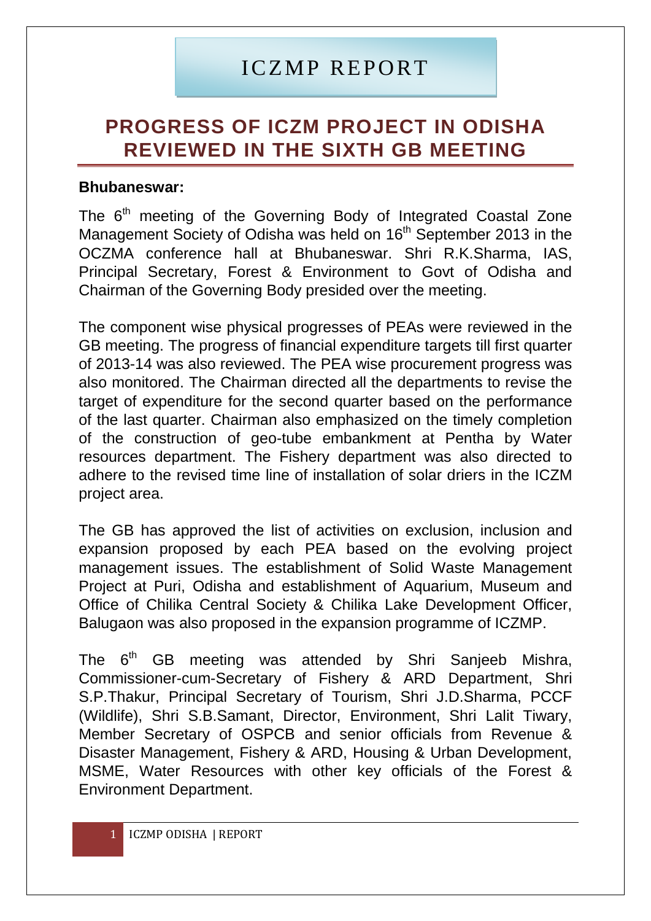# ICZMP REPORT

## PROGRESS OF ICZM PROJECT IN ODISHA REVIEWED IN THE SIXTH GB MEETING

**Bhubaneswar:**

The 6th meeting of the Governing Body of Integrated Coastal Zone Management Society of Odisha was held on 16th September 2013 in the OCZMA conference hall at Bhubaneswar. Shri R.K.Sharma, IAS, Principal Secretary, Forest & Environment to Govt of Odisha and Chairman of the Governing Body presided over the meeting.

The component wise physical progresses of PEAs were reviewed in the GB meeting. The progress of financial expenditure targets till first quarter of 2013-14 was also reviewed. The PEA wise procurement progress was also monitored. The Chairman directed all the departments to revise the target of expenditure for the second quarter based on the performance of the last quarter. Chairman also emphasized on the timely completion of the construction of geo-tube embankment at Pentha by Water resources department. The Fishery department was also directed to adhere to the revised time line of installation of solar driers in the ICZM project area.

The GB has approved the list of activities on exclusion, inclusion and expansion proposed by each PEA based on the evolving project management issues. The establishment of Solid Waste Management Project at Puri, Odisha and establishment of Aquarium, Museum and Office of Chilika Central Society & Chilika Lake Development Officer, Balugaon was also proposed in the expansion programme of ICZMP.

The 6th GB meeting was attended by Shri Sanjeeb Mishra, Commissioner-cum-Secretary of Fishery & ARD Department, Shri S.P.Thakur, Principal Secretary of Tourism, Shri J.D.Sharma, PCCF (Wildlife), Shri S.B.Samant, Director, Environment, Shri Lalit Tiwary, Member Secretary of OSPCB and senior officials from Revenue & Disaster Management, Fishery & ARD, Housing & Urban Development, MSME, Water Resources with other key officials of the Forest & Environment Department.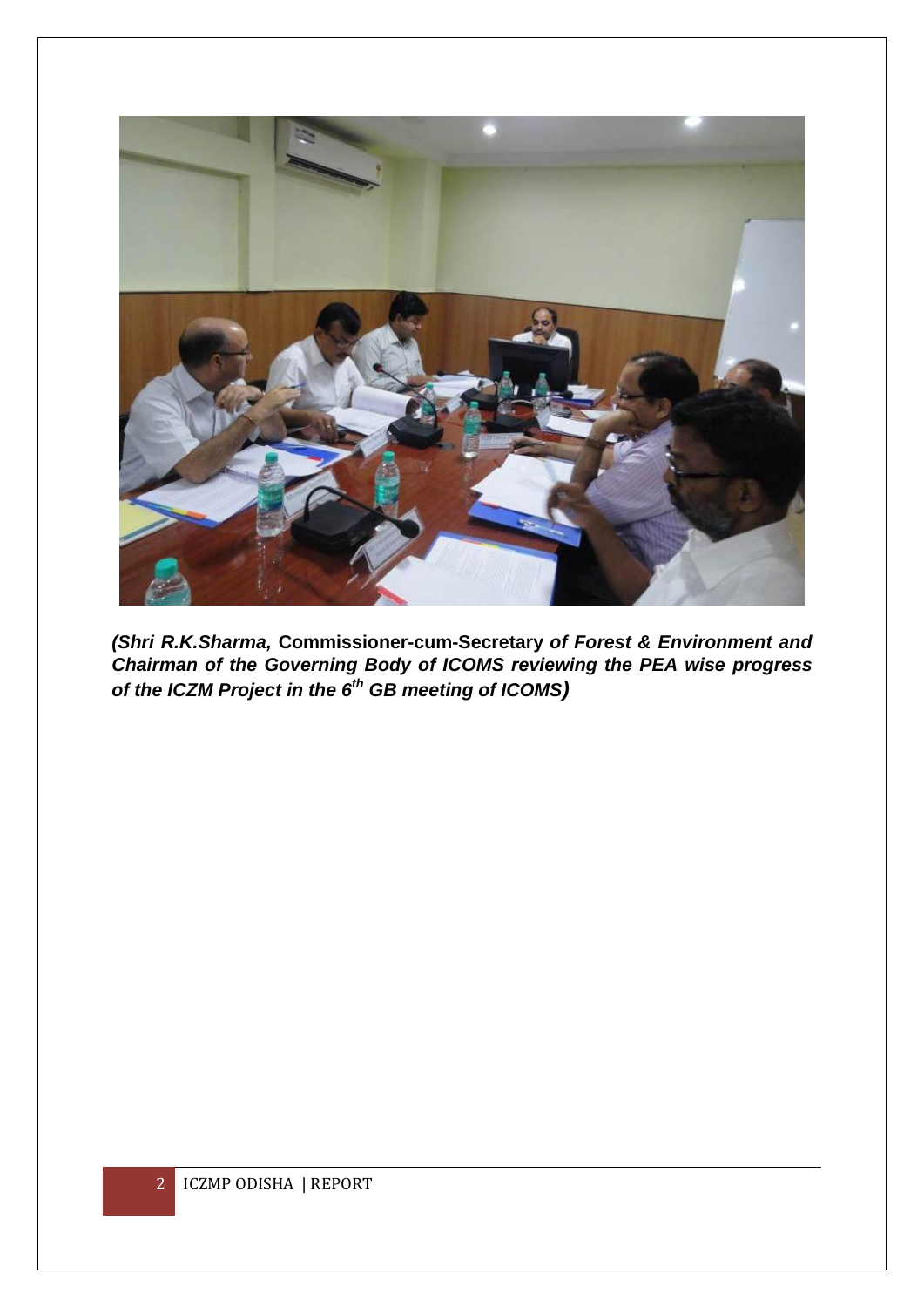*(Shri R.K.Sharma,* **Commissioner-cum-Secretary** *of Forest & Environment and Chairman of the Governing Body of ICOMS reviewing the PEA wise progress of the ICZM Project in the 6th GB meeting of ICOMS)*